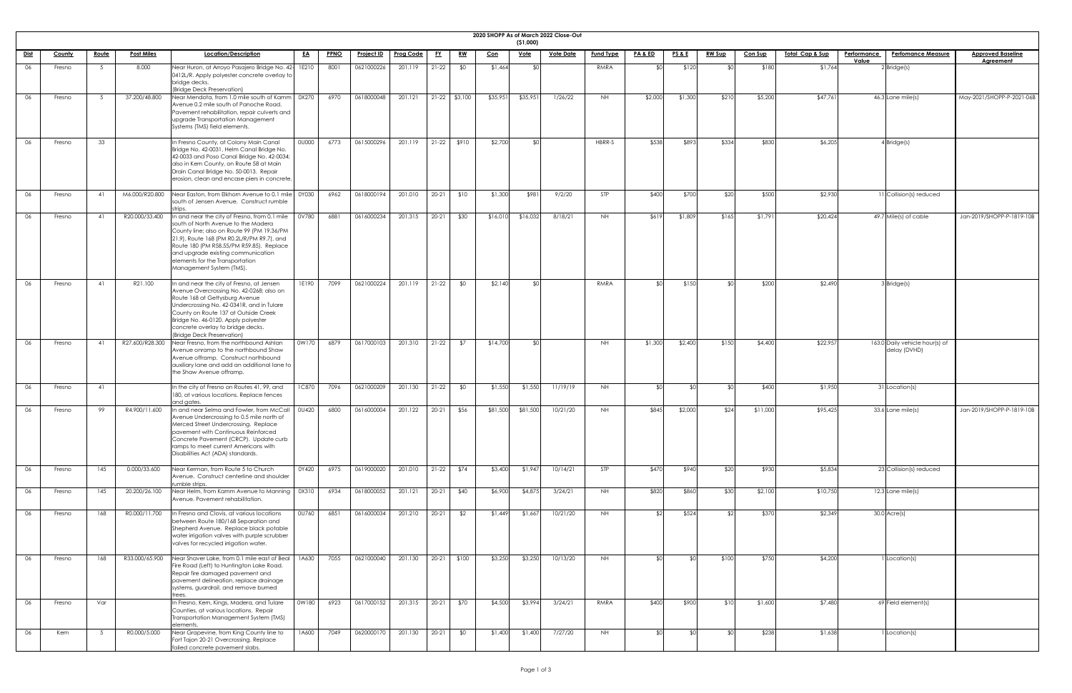# 2020 SHOPP As of March 2022 Close-Out

($1,000)

| Dist | County | Route | Post Miles | Location/Description | EA | PPNO | Project ID | Prog Code | FY | RW | Con | Vote | Vote Date | Fund Type | PA & ED | PS & E | RW Sup | Con Sup | Total Cap & Sup | Performance Value | Perfomance Measure | Approved Baseline Agreement |
|---|---|---|---|---|---|---|---|---|---|---|---|---|---|---|---|---|---|---|---|---|---|---|
| 06 | Fresno | 5 | 8.000 | Near Huron, at Arroyo Pasajero Bridge No. 42-0412L/R. Apply polyester concrete overlay to bridge decks. (Bridge Deck Preservation) | 1E210 | 8001 | 0621000226 | 201.119 | 21-22 | $0 | $1,464 | $0 | | RMRA | $0 | $120 | $0 | $180 | $1,764 | 2 | Bridge(s) | |
| 06 | Fresno | 5 | 37.200/48.800 | Near Mendota, from 1.0 mile south of Kamm Avenue 0.2 mile south of Panoche Road. Pavement rehabilitation, repair culverts and upgrade Transportation Management Systems (TMS) field elements. | 0X270 | 6970 | 0618000048 | 201.121 | 21-22 | $3,100 | $35,951 | $35,951 | 1/26/22 | NH | $2,000 | $1,300 | $210 | $5,200 | $47,761 | 46.3 | Lane mile(s) | May-2021/SHOPP-P-2021-06B |
| 06 | Fresno | 33 | | In Fresno County, at Colony Main Canal Bridge No. 42-0031, Helm Canal Bridge No. 42-0033 and Poso Canal Bridge No. 42-0034; also in Kern County, on Route 58 at Main Drain Canal Bridge No. 50-0013. Repair erosion, clean and encase piers in concrete. | 0U000 | 6773 | 0615000296 | 201.119 | 21-22 | $910 | $2,700 | $0 | | HBRR-S | $538 | $893 | $334 | $830 | $6,205 | 4 | Bridge(s) | |
| 06 | Fresno | 41 | M6.000/R20.800 | Near Easton, from Elkhorn Avenue to 0.1 mile south of Jensen Avenue. Construct rumble strips. | 0Y030 | 6962 | 0618000194 | 201.010 | 20-21 | $10 | $1,300 | $981 | 9/2/20 | STP | $400 | $700 | $20 | $500 | $2,930 | 11 | Collision(s) reduced | |
| 06 | Fresno | 41 | R20.000/33.400 | In and near the city of Fresno, from 0.1 mile south of North Avenue to the Madera County line; also on Route 99 (PM 19.36/PM 21.9), Route 168 (PM R0.2L/R/PM R9.7), and Route 180 (PM R58.55/PM R59.85). Replace and upgrade existing communication elements for the Transportation Management System (TMS). | 0V780 | 6881 | 0616000234 | 201.315 | 20-21 | $30 | $16,010 | $16,032 | 8/18/21 | NH | $619 | $1,809 | $165 | $1,791 | $20,424 | 49.7 | Mile(s) of cable | Jan-2019/SHOPP-P-1819-10B |
| 06 | Fresno | 41 | R21.100 | In and near the city of Fresno, at Jensen Avenue Overcrossing No. 42-0268; also on Route 168 at Gettysburg Avenue Undercrossing No. 42-0341R, and in Tulare County on Route 137 at Outside Creek Bridge No. 46-0120. Apply polyester concrete overlay to bridge decks. (Bridge Deck Preservation) | 1E190 | 7099 | 0621000224 | 201.119 | 21-22 | $0 | $2,140 | $0 | | RMRA | $0 | $150 | $0 | $200 | $2,490 | 3 | Bridge(s) | |
| 06 | Fresno | 41 | R27.600/R28.300 | Near Fresno, from the northbound Ashlan Avenue onramp to the northbound Shaw Avenue offramp. Construct northbound auxiliary lane and add an additional lane to the Shaw Avenue offramp. | 0W170 | 6879 | 0617000103 | 201.310 | 21-22 | $7 | $14,700 | $0 | | NH | $1,300 | $2,400 | $150 | $4,400 | $22,957 | 163.0 | Daily vehicle hour(s) of delay (DVHD) | |
| 06 | Fresno | 41 | | In the city of Fresno on Routes 41, 99, and 180, at various locations. Replace fences and gates. | 1C870 | 7096 | 0621000209 | 201.130 | 21-22 | $0 | $1,550 | $1,550 | 11/19/19 | NH | $0 | $0 | $0 | $400 | $1,950 | 31 | Location(s) | |
| 06 | Fresno | 99 | R4.900/11.600 | In and near Selma and Fowler, from McCall Avenue Undercrossing to 0.5 mile north of Merced Street Undercrossing. Replace pavement with Continuous Reinforced Concrete Pavement (CRCP). Update curb ramps to meet current Americans with Disabilities Act (ADA) standards. | 0U420 | 6800 | 0616000004 | 201.122 | 20-21 | $56 | $81,500 | $81,500 | 10/21/20 | NH | $845 | $2,000 | $24 | $11,000 | $95,425 | 33.6 | Lane mile(s) | Jan-2019/SHOPP-P-1819-10B |
| 06 | Fresno | 145 | 0.000/33.600 | Near Kerman, from Route 5 to Church Avenue. Construct centerline and shoulder rumble strips. | 0Y420 | 6975 | 0619000020 | 201.010 | 21-22 | $74 | $3,400 | $1,947 | 10/14/21 | STP | $470 | $940 | $20 | $930 | $5,834 | 23 | Collision(s) reduced | |
| 06 | Fresno | 145 | 20.200/26.100 | Near Helm, from Kamm Avenue to Manning Avenue. Pavement rehabilitation. | 0X310 | 6934 | 0618000052 | 201.121 | 20-21 | $40 | $6,900 | $4,875 | 3/24/21 | NH | $820 | $860 | $30 | $2,100 | $10,750 | 12.3 | Lane mile(s) | |
| 06 | Fresno | 168 | R0.000/11.700 | In Fresno and Clovis, at various locations between Route 180/168 Separation and Shepherd Avenue. Replace black potable water irrigation valves with purple scrubber valves for recycled irrigation water. | 0U760 | 6851 | 0616000034 | 201.210 | 20-21 | $2 | $1,449 | $1,667 | 10/21/20 | NH | $2 | $524 | $2 | $370 | $2,349 | 30.0 | Acre(s) | |
| 06 | Fresno | 168 | R33.000/65.900 | Near Shaver Lake, from 0.1 mile east of Beal Fire Road (Left) to Huntington Lake Road. Repair fire damaged pavement and pavement delineation, replace drainage systems, guardrail, and remove burned trees. | 1A630 | 7055 | 0621000040 | 201.130 | 20-21 | $100 | $3,250 | $3,250 | 10/13/20 | NH | $0 | $0 | $100 | $750 | $4,200 | 1 | Location(s) | |
| 06 | Fresno | Var | | In Fresno, Kern, Kings, Madera, and Tulare Counties, at various locations. Repair Transportation Management System (TMS) elements. | 0W180 | 6923 | 0617000152 | 201.315 | 20-21 | $70 | $4,500 | $3,994 | 3/24/21 | RMRA | $400 | $900 | $10 | $1,600 | $7,480 | 69 | Field element(s) | |
| 06 | Kern | 5 | R0.000/5.000 | Near Grapevine, from King County line to Fort Tajon 20-21 Overcrossing. Replace failed concrete pavement slabs. | 1A600 | 7049 | 0620000170 | 201.130 | 20-21 | $0 | $1,400 | $1,400 | 7/27/20 | NH | $0 | $0 | $0 | $238 | $1,638 | 1 | Location(s) | |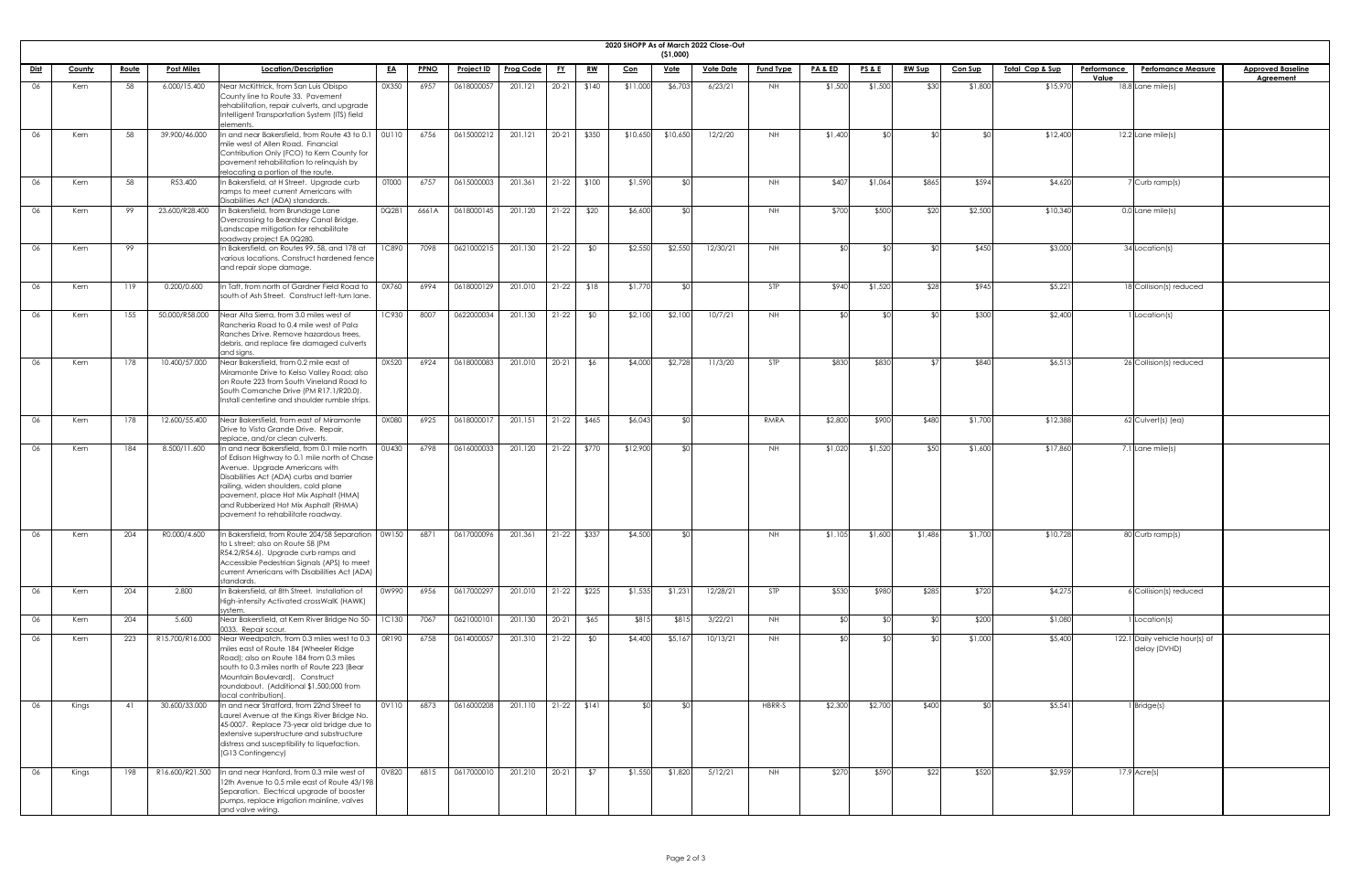**2020 SHOPP As of March 2022 Close-Out**
**($1,000)**

| Dist | County | Route | Post Miles | Location/Description | EA | PPNO | Project ID | Prog Code | FY | RW | Con | Vote | Vote Date | Fund Type | PA & ED | PS & E | RW Sup | Con Sup | Total Cap & Sup | Performance Value | Perfomance Measure | Approved Baseline Agreement |
|---|---|---|---|---|---|---|---|---|---|---|---|---|---|---|---|---|---|---|---|---|---|---|
| 06 | Kern | 58 | 6.000/15.400 | Near McKittrick, from San Luis Obispo County line to Route 33. Pavement rehabilitation, repair culverts, and upgrade Intelligent Transportation System (ITS) field elements. | 0X350 | 6957 | 0618000057 | 201.121 | 20-21 | $140 | $11,000 | $6,703 | 6/23/21 | NH | $1,500 | $1,500 | $30 | $1,800 | $15,970 | 18.8 | Lane mile(s) | |
| 06 | Kern | 58 | 39.900/46.000 | In and near Bakersfield, from Route 43 to 0.1 mile west of Allen Road. Financial Contribution Only (FCO) to Kern County for pavement rehabilitation to relinquish by relocating a portion of the route. | 0U110 | 6756 | 0615000212 | 201.121 | 20-21 | $350 | $10,650 | $10,650 | 12/2/20 | NH | $1,400 | $0 | $0 | $0 | $12,400 | 12.2 | Lane mile(s) | |
| 06 | Kern | 58 | R53.400 | In Bakersfield, at H Street. Upgrade curb ramps to meet current Americans with Disabilities Act (ADA) standards. | 0T000 | 6757 | 0615000003 | 201.361 | 21-22 | $100 | $1,590 | $0 | | NH | $407 | $1,064 | $865 | $594 | $4,620 | 7 | Curb ramp(s) | |
| 06 | Kern | 99 | 23.600/R28.400 | In Bakersfield, from Brundage Lane Overcrossing to Beardsley Canal Bridge. Landscape mitigation for rehabilitate roadway project EA 0Q280. | 0Q281 | 6661A | 0618000145 | 201.120 | 21-22 | $20 | $6,600 | $0 | | NH | $700 | $500 | $20 | $2,500 | $10,340 | 0.0 | Lane mile(s) | |
| 06 | Kern | 99 | | In Bakersfield, on Routes 99, 58, and 178 at various locations. Construct hardened fence and repair slope damage. | 1C890 | 7098 | 0621000215 | 201.130 | 21-22 | $0 | $2,550 | $2,550 | 12/30/21 | NH | $0 | $0 | $0 | $450 | $3,000 | 34 | Location(s) | |
| 06 | Kern | 119 | 0.200/0.600 | In Taft, from north of Gardner Field Road to south of Ash Street. Construct left-turn lane. | 0X760 | 6994 | 0618000129 | 201.010 | 21-22 | $18 | $1,770 | $0 | | STP | $940 | $1,520 | $28 | $945 | $5,221 | 18 | Collision(s) reduced | |
| 06 | Kern | 155 | 50.000/R58.000 | Near Alta Sierra, from 3.0 miles west of Rancheria Road to 0.4 mile west of Pala Ranches Drive. Remove hazardous trees, debris, and replace fire damaged culverts and signs. | 1C930 | 8007 | 0622000034 | 201.130 | 21-22 | $0 | $2,100 | $2,100 | 10/7/21 | NH | $0 | $0 | $0 | $300 | $2,400 | 1 | Location(s) | |
| 06 | Kern | 178 | 10.400/57.000 | Near Bakersfield, from 0.2 mile east of Miramonte Drive to Kelso Valley Road; also on Route 223 from South Vineland Road to South Comanche Drive (PM R17.1/R20.0). Install centerline and shoulder rumble strips. | 0X520 | 6924 | 0618000083 | 201.010 | 20-21 | $6 | $4,000 | $2,728 | 11/3/20 | STP | $830 | $830 | $7 | $840 | $6,513 | 26 | Collision(s) reduced | |
| 06 | Kern | 178 | 12.600/55.400 | Near Bakersfield, from east of Miramonte Drive to Vista Grande Drive. Repair, replace, and/or clean culverts. | 0X080 | 6925 | 0618000017 | 201.151 | 21-22 | $465 | $6,043 | $0 | | RMRA | $2,800 | $900 | $480 | $1,700 | $12,388 | 62 | Culvert(s) (ea) | |
| 06 | Kern | 184 | 8.500/11.600 | In and near Bakersfield, from 0.1 mile north of Edison Highway to 0.1 mile north of Chase Avenue. Upgrade Americans with Disabilities Act (ADA) curbs and barrier railing, widen shoulders, cold plane pavement, place Hot Mix Asphalt (HMA) and Rubberized Hot Mix Asphalt (RHMA) pavement to rehabilitate roadway. | 0U430 | 6798 | 0616000033 | 201.120 | 21-22 | $770 | $12,900 | $0 | | NH | $1,020 | $1,520 | $50 | $1,600 | $17,860 | 7.1 | Lane mile(s) | |
| 06 | Kern | 204 | R0.000/4.600 | In Bakersfield, from Route 204/58 Separation to L street; also on Route 58 (PM R54.2/R54.6). Upgrade curb ramps and Accessible Pedestrian Signals (APS) to meet current Americans with Disabilities Act (ADA) standards. | 0W150 | 6871 | 0617000096 | 201.361 | 21-22 | $337 | $4,500 | $0 | | NH | $1,105 | $1,600 | $1,486 | $1,700 | $10,728 | 80 | Curb ramp(s) | |
| 06 | Kern | 204 | 2.800 | In Bakersfield, at 8th Street. Installation of High-intensity Activated crossWalK (HAWK) system. | 0W990 | 6956 | 0617000297 | 201.010 | 21-22 | $225 | $1,535 | $1,231 | 12/28/21 | STP | $530 | $980 | $285 | $720 | $4,275 | 6 | Collision(s) reduced | |
| 06 | Kern | 204 | 5.600 | Near Bakersfield, at Kern River Bridge No 50-0033. Repair scour. | 1C130 | 7067 | 0621000101 | 201.130 | 20-21 | $65 | $815 | $815 | 3/22/21 | NH | $0 | $0 | $0 | $200 | $1,080 | 1 | Location(s) | |
| 06 | Kern | 223 | R15.700/R16.000 | Near Weedpatch, from 0.3 miles west to 0.3 miles east of Route 184 (Wheeler Ridge Road); also on Route 184 from 0.3 miles south to 0.3 miles north of Route 223 (Bear Mountain Boulevard). Construct roundabout. (Additional $1,500,000 from local contribution). | 0R190 | 6758 | 0614000057 | 201.310 | 21-22 | $0 | $4,400 | $5,167 | 10/13/21 | NH | $0 | $0 | $0 | $1,000 | $5,400 | 122.1 | Daily vehicle hour(s) of delay (DVHD) | |
| 06 | Kings | 41 | 30.600/33.000 | In and near Stratford, from 22nd Street to Laurel Avenue at the Kings River Bridge No. 45-0007. Replace 73-year old bridge due to extensive superstructure and substructure distress and susceptibility to liquefaction. (G13 Contingency) | 0V110 | 6873 | 0616000208 | 201.110 | 21-22 | $141 | $0 | $0 | | HBRR-S | $2,300 | $2,700 | $400 | $0 | $5,541 | 1 | Bridge(s) | |
| 06 | Kings | 198 | R16.600/R21.500 | In and near Hanford, from 0.3 mile west of 12th Avenue to 0.5 mile east of Route 43/198 Separation. Electrical upgrade of booster pumps, replace irrigation mainline, valves and valve wiring. | 0V820 | 6815 | 0617000010 | 201.210 | 20-21 | $7 | $1,550 | $1,820 | 5/12/21 | NH | $270 | $590 | $22 | $520 | $2,959 | 17.9 | Acre(s) | |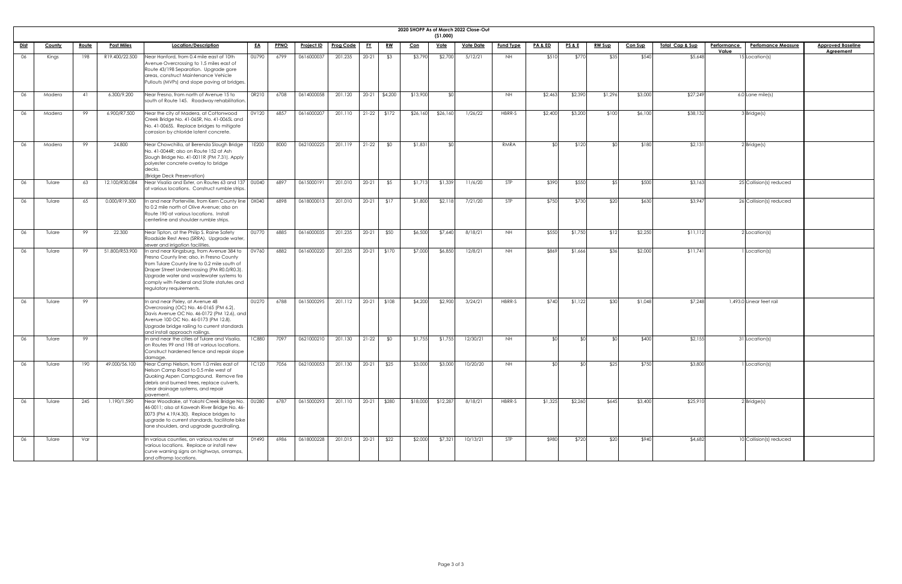# 2020 SHOPP As of March 2022 Close-Out

($1,000)

| Dist | County | Route | Post Miles | Location/Description | EA | PPNO | Project ID | Prog Code | FY | RW | Con | Vote | Vote Date | Fund Type | PA & ED | PS & E | RW Sup | Con Sup | Total Cap & Sup | Performance Value | Perfomance Measure | Approved Baseline Agreement |
|---|---|---|---|---|---|---|---|---|---|---|---|---|---|---|---|---|---|---|---|---|---|---|
| 06 | Kings | 198 | R19.400/22.500 | Near Hanford, from 0.4 mile east of 10th Avenue Overcrossing to 1.5 miles east of Route 43/198 Separation. Upgrade gore areas, construct Maintenance Vehicle Pullouts (MVPs) and slope paving at bridges. | 0U790 | 6799 | 0616000037 | 201.235 | 20-21 | $3 | $3,790 | $2,700 | 5/12/21 | NH | $510 | $770 | $35 | $540 | $5,648 | 15 | Location(s) | |
| 06 | Madera | 41 | 6.300/9.200 | Near Fresno, from north of Avenue 15 to south of Route 145. Roadway rehabilitation. | 0R210 | 6708 | 0614000058 | 201.120 | 20-21 | $4,200 | $13,900 | $0 | | NH | $2,463 | $2,390 | $1,296 | $3,000 | $27,249 | 6.0 | Lane mile(s) | |
| 06 | Madera | 99 | 6.900/R7.500 | Near the city of Madera, at Cottonwood Creek Bridge No. 41-065R, No. 41-0065L and No. 41-0065S. Replace bridges to mitigate corrosion by chloride latent concrete. | 0V120 | 6857 | 0616000207 | 201.110 | 21-22 | $172 | $26,160 | $26,160 | 1/26/22 | HBRR-S | $2,400 | $3,200 | $100 | $6,100 | $38,132 | 3 | Bridge(s) | |
| 06 | Madera | 99 | 24.800 | Near Chowchilla, at Berenda Slough Bridge No. 41-0044R; also on Route 152 at Ash Slough Bridge No. 41-0011R (PM 7.31). Apply polyester concrete overlay to bridge decks. (Bridge Deck Preservation) | 1E200 | 8000 | 0621000225 | 201.119 | 21-22 | $0 | $1,831 | $0 | | RMRA | $0 | $120 | $0 | $180 | $2,131 | 2 | Bridge(s) | |
| 06 | Tulare | 63 | 12.100/R30.084 | Near Visalia and Exter, on Routes 63 and 137 at various locations. Construct rumble strips. | 0U040 | 6897 | 0615000191 | 201.010 | 20-21 | $5 | $1,713 | $1,339 | 11/6/20 | STP | $390 | $550 | $5 | $500 | $3,163 | 25 | Collision(s) reduced | |
| 06 | Tulare | 65 | 0.000/R19.300 | In and near Porterville, from Kern County line to 0.2 mile north of Olive Avenue; also on Route 190 at various locations. Install centerline and shoulder rumble strips. | 0X040 | 6898 | 0618000013 | 201.010 | 20-21 | $17 | $1,800 | $2,118 | 7/21/20 | STP | $750 | $730 | $20 | $630 | $3,947 | 26 | Collision(s) reduced | |
| 06 | Tulare | 99 | 22.300 | Near Tipton, at the Philip S. Raine Safety Roadside Rest Area (SRRA). Upgrade water, sewer and irrigation facilities. | 0U770 | 6885 | 0616000035 | 201.235 | 20-21 | $50 | $6,500 | $7,640 | 8/18/21 | NH | $550 | $1,750 | $12 | $2,250 | $11,112 | 2 | Location(s) | |
| 06 | Tulare | 99 | 51.800/R53.900 | In and near Kingsburg, from Avenue 384 to Fresno County line; also, in Fresno County from Tulare County line to 0.2 mile south of Draper Street Undercrossing (PM R0.0/R0.3). Upgrade water and wastewater systems to comply with Federal and State statutes and regulatory requirements. | 0V760 | 6882 | 0616000220 | 201.235 | 20-21 | $170 | $7,000 | $6,850 | 12/8/21 | NH | $869 | $1,666 | $36 | $2,000 | $11,741 | 1 | Location(s) | |
| 06 | Tulare | 99 | | In and near Pixley, at Avenue 48 Overcrossing (OC) No. 46-0165 (PM 6.2), Davis Avenue OC No. 46-0172 (PM 12.6), and Avenue 100 OC No. 46-0173 (PM 12.8). Upgrade bridge railing to current standards and install approach railings. | 0U270 | 6788 | 0615000295 | 201.112 | 20-21 | $108 | $4,200 | $2,900 | 3/24/21 | HBRR-S | $740 | $1,122 | $30 | $1,048 | $7,248 | 1,493.0 | Linear feet rail | |
| 06 | Tulare | 99 | | In and near the cities of Tulare and Visalia, on Routes 99 and 198 at various locations. Construct hardened fence and repair slope damage. | 1C880 | 7097 | 0621000210 | 201.130 | 21-22 | $0 | $1,755 | $1,755 | 12/30/21 | NH | $0 | $0 | $0 | $400 | $2,155 | 31 | Location(s) | |
| 06 | Tulare | 190 | 49.000/56.100 | Near Camp Nelson, from 1.0 miles east of Nelson Camp Road to 0.5 mile west of Quaking Aspen Campground. Remove fire debris and burned trees, replace culverts, clear drainage systems, and repair pavement. | 1C120 | 7056 | 0621000053 | 201.130 | 20-21 | $25 | $3,000 | $3,000 | 10/20/20 | NH | $0 | $0 | $25 | $750 | $3,800 | 1 | Location(s) | |
| 06 | Tulare | 245 | 1.190/1.590 | Near Woodlake, at Yokohl Creek Bridge No. 46-0011; also at Kaweah River Bridge No. 46-0073 (PM 4.19/4.30). Replace bridges to upgrade to current standards, facilitate bike lane shoulders, and upgrade guardrailing. | 0U280 | 6787 | 0615000293 | 201.110 | 20-21 | $280 | $18,000 | $12,287 | 8/18/21 | HBRR-S | $1,325 | $2,260 | $645 | $3,400 | $25,910 | 2 | Bridge(s) | |
| 06 | Tulare | Var | | In various counties, on various routes at various locations. Replace or install new curve warning signs on highways, onramps, and offramp locations. | 0Y490 | 6986 | 0618000228 | 201.015 | 20-21 | $22 | $2,000 | $7,321 | 10/13/21 | STP | $980 | $720 | $20 | $940 | $4,682 | 10 | Collision(s) reduced | |